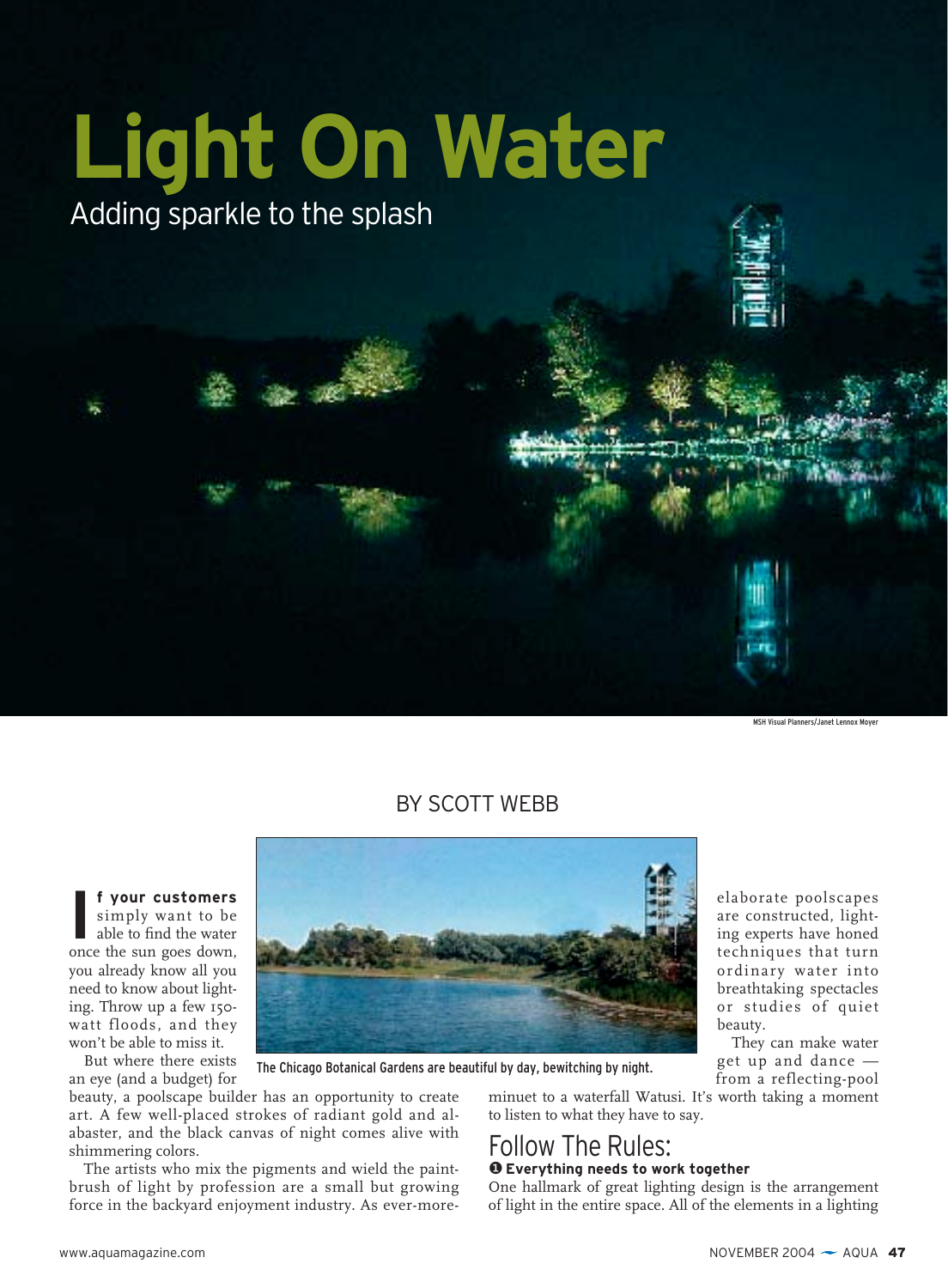# Light On Water

Adding sparkle to the splash

MSH Visual Planners/Janet Lennox Moyer

BY SCOTT WEBB

**If your customers** simply want to be able to find the water once the sun goes down, you already know all you need to know about lighting. Throw up a few 150-watt floods, and they won't be able to miss it.

But where there exists an eye (and a budget) for beauty, a poolscape builder has an opportunity to create art. A few well-placed strokes of radiant gold and alabaster, and the black canvas of night comes alive with shimmering colors.

The artists who mix the pigments and wield the paintbrush of light by profession are a small but growing force in the backyard enjoyment industry. As ever-more-elaborate poolscapes are constructed, lighting experts have honed techniques that turn ordinary water into breathtaking spectacles or studies of quiet beauty.

They can make water get up and dance — from a reflecting-pool minuet to a waterfall Watusi. It's worth taking a moment to listen to what they have to say.

The Chicago Botanical Gardens are beautiful by day, bewitching by night.

## Follow The Rules:

### ❶ Everything needs to work together

One hallmark of great lighting design is the arrangement of light in the entire space. All of the elements in a lighting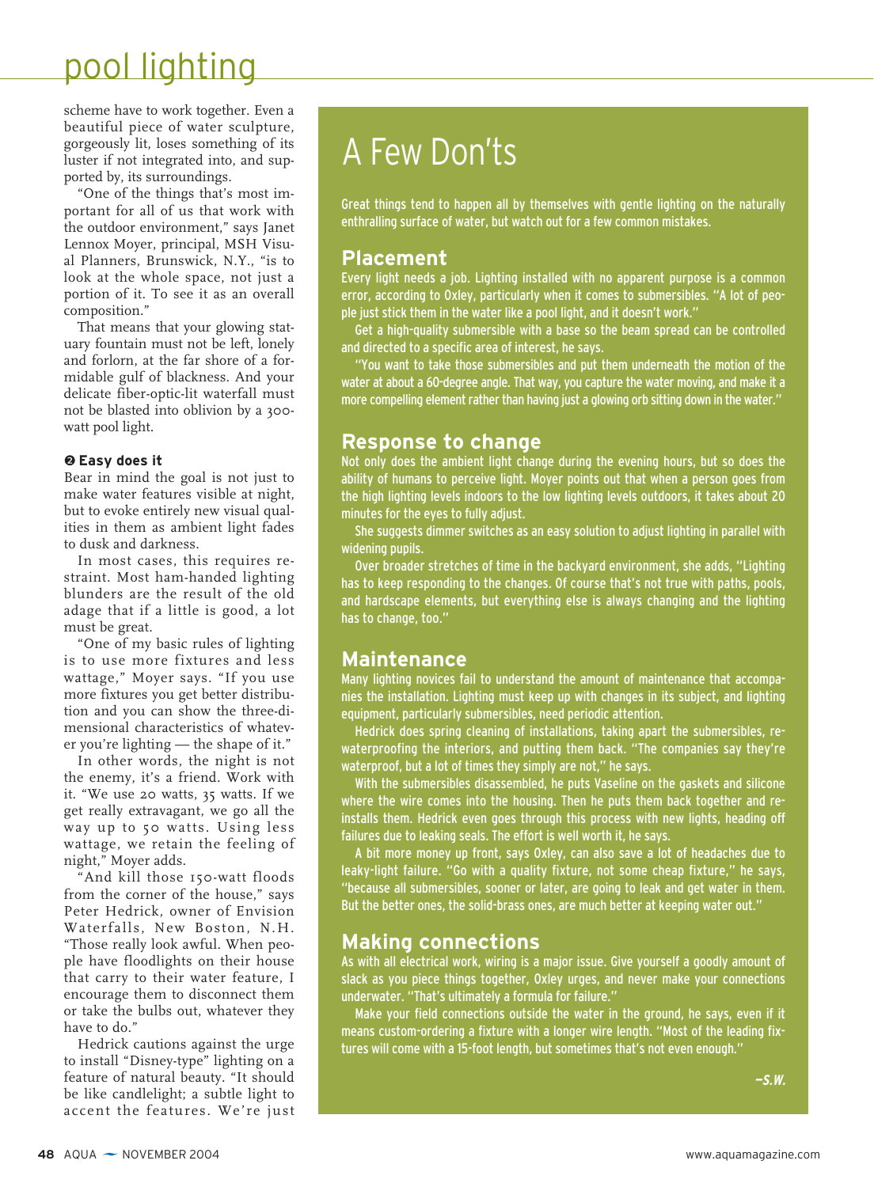scheme have to work together. Even a beautiful piece of water sculpture, gorgeously lit, loses something of its luster if not integrated into, and supported by, its surroundings.

"One of the things that's most important for all of us that work with the outdoor environment," says Janet Lennox Moyer, principal, MSH Visual Planners, Brunswick, N.Y., "is to look at the whole space, not just a portion of it. To see it as an overall composition."

That means that your glowing statuary fountain must not be left, lonely and forlorn, at the far shore of a formidable gulf of blackness. And your delicate fiber-optic-lit waterfall must not be blasted into oblivion by a 300-watt pool light.

**❷ Easy does it**

Bear in mind the goal is not just to make water features visible at night, but to evoke entirely new visual qualities in them as ambient light fades to dusk and darkness.

In most cases, this requires restraint. Most ham-handed lighting blunders are the result of the old adage that if a little is good, a lot must be great.

"One of my basic rules of lighting is to use more fixtures and less wattage," Moyer says. "If you use more fixtures you get better distribution and you can show the three-dimensional characteristics of whatever you're lighting — the shape of it."

In other words, the night is not the enemy, it's a friend. Work with it. "We use 20 watts, 35 watts. If we get really extravagant, we go all the way up to 50 watts. Using less wattage, we retain the feeling of night," Moyer adds.

"And kill those 150-watt floods from the corner of the house," says Peter Hedrick, owner of Envision Waterfalls, New Boston, N.H. "Those really look awful. When people have floodlights on their house that carry to their water feature, I encourage them to disconnect them or take the bulbs out, whatever they have to do."

Hedrick cautions against the urge to install "Disney-type" lighting on a feature of natural beauty. "It should be like candlelight; a subtle light to accent the features. We're just

# A Few Don'ts

Great things tend to happen all by themselves with gentle lighting on the naturally enthralling surface of water, but watch out for a few common mistakes.

## Placement

Every light needs a job. Lighting installed with no apparent purpose is a common error, according to Oxley, particularly when it comes to submersibles. "A lot of people just stick them in the water like a pool light, and it doesn't work."

Get a high-quality submersible with a base so the beam spread can be controlled and directed to a specific area of interest, he says.

"You want to take those submersibles and put them underneath the motion of the water at about a 60-degree angle. That way, you capture the water moving, and make it a more compelling element rather than having just a glowing orb sitting down in the water."

## Response to change

Not only does the ambient light change during the evening hours, but so does the ability of humans to perceive light. Moyer points out that when a person goes from the high lighting levels indoors to the low lighting levels outdoors, it takes about 20 minutes for the eyes to fully adjust.

She suggests dimmer switches as an easy solution to adjust lighting in parallel with widening pupils.

Over broader stretches of time in the backyard environment, she adds, "Lighting has to keep responding to the changes. Of course that's not true with paths, pools, and hardscape elements, but everything else is always changing and the lighting has to change, too."

## Maintenance

Many lighting novices fail to understand the amount of maintenance that accompanies the installation. Lighting must keep up with changes in its subject, and lighting equipment, particularly submersibles, need periodic attention.

Hedrick does spring cleaning of installations, taking apart the submersibles, re-waterproofing the interiors, and putting them back. "The companies say they're waterproof, but a lot of times they simply are not," he says.

With the submersibles disassembled, he puts Vaseline on the gaskets and silicone where the wire comes into the housing. Then he puts them back together and reinstalls them. Hedrick even goes through this process with new lights, heading off failures due to leaking seals. The effort is well worth it, he says.

A bit more money up front, says Oxley, can also save a lot of headaches due to leaky-light failure. "Go with a quality fixture, not some cheap fixture," he says, "because all submersibles, sooner or later, are going to leak and get water in them. But the better ones, the solid-brass ones, are much better at keeping water out."

## Making connections

As with all electrical work, wiring is a major issue. Give yourself a goodly amount of slack as you piece things together, Oxley urges, and never make your connections underwater. "That's ultimately a formula for failure."

Make your field connections outside the water in the ground, he says, even if it means custom-ordering a fixture with a longer wire length. "Most of the leading fixtures will come with a 15-foot length, but sometimes that's not even enough."

***—S.W.***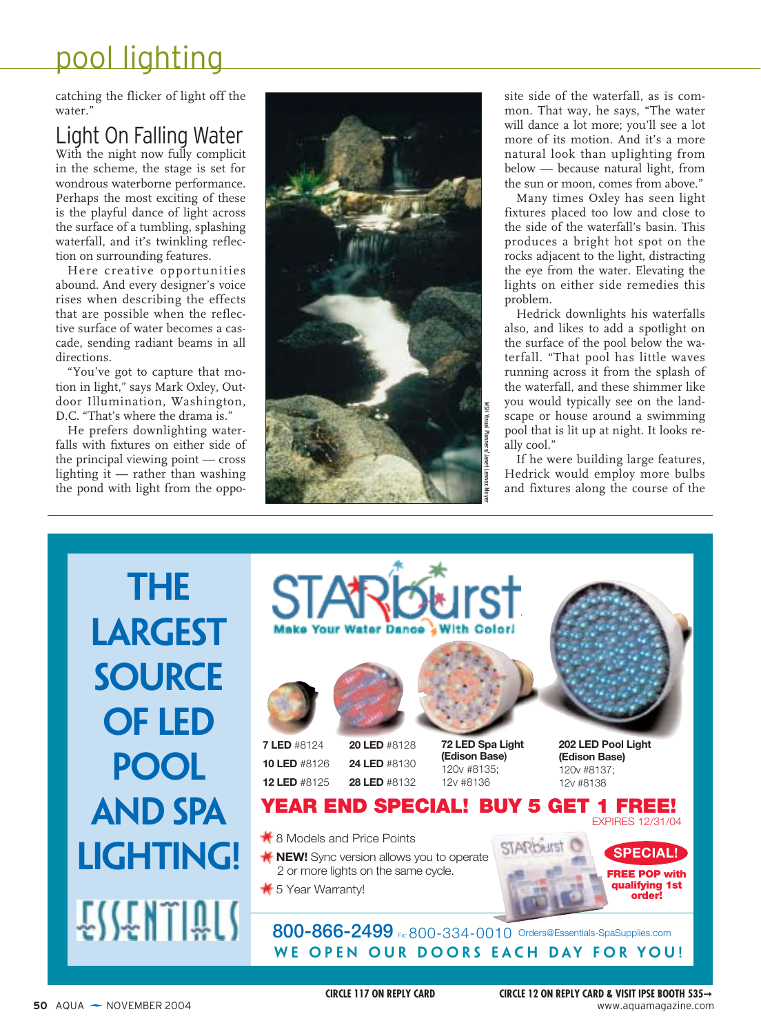# pool lighting

catching the flicker of light off the water."

## Light On Falling Water

With the night now fully complicit in the scheme, the stage is set for wondrous waterborne performance. Perhaps the most exciting of these is the playful dance of light across the surface of a tumbling, splashing waterfall, and it's twinkling reflection on surrounding features.

Here creative opportunities abound. And every designer's voice rises when describing the effects that are possible when the reflective surface of water becomes a cascade, sending radiant beams in all directions.

"You've got to capture that motion in light," says Mark Oxley, Outdoor Illumination, Washington, D.C. "That's where the drama is."

He prefers downlighting waterfalls with fixtures on either side of the principal viewing point — cross lighting it — rather than washing the pond with light from the opposite side of the waterfall, as is common. That way, he says, "The water will dance a lot more; you'll see a lot more of its motion. And it's a more natural look than uplighting from below — because natural light, from the sun or moon, comes from above."

MSH Visual Planners/Janet Lennox Moyer

Many times Oxley has seen light fixtures placed too low and close to the side of the waterfall's basin. This produces a bright hot spot on the rocks adjacent to the light, distracting the eye from the water. Elevating the lights on either side remedies this problem.

Hedrick downlights his waterfalls also, and likes to add a spotlight on the surface of the pool below the waterfall. "That pool has little waves running across it from the splash of the waterfall, and these shimmer like you would typically see on the landscape or house around a swimming pool that is lit up at night. It looks really cool."

If he were building large features, Hedrick would employ more bulbs and fixtures along the course of the

---

**THE LARGEST SOURCE OF LED POOL AND SPA LIGHTING!**

ESSENTIALS

**STARburst**

Make Your Water Dance With Color!

**7 LED** #8124
**10 LED** #8126
**12 LED** #8125

**20 LED** #8128
**24 LED** #8130
**28 LED** #8132

**72 LED Spa Light (Edison Base)**
120v #8135;
12v #8136

**202 LED Pool Light (Edison Base)**
120v #8137;
12v #8138

**YEAR END SPECIAL! BUY 5 GET 1 FREE!**
EXPIRES 12/31/04

- 8 Models and Price Points
- **NEW!** Sync version allows you to operate 2 or more lights on the same cycle.
- 5 Year Warranty!

**SPECIAL!**
**FREE POP with qualifying 1st order!**

**800-866-2499** Fx: 800-334-0010 Orders@Essentials-SpaSupplies.com

WE OPEN OUR DOORS EACH DAY FOR YOU!

CIRCLE 117 ON REPLY CARD

CIRCLE 12 ON REPLY CARD & VISIT IPSE BOOTH 535→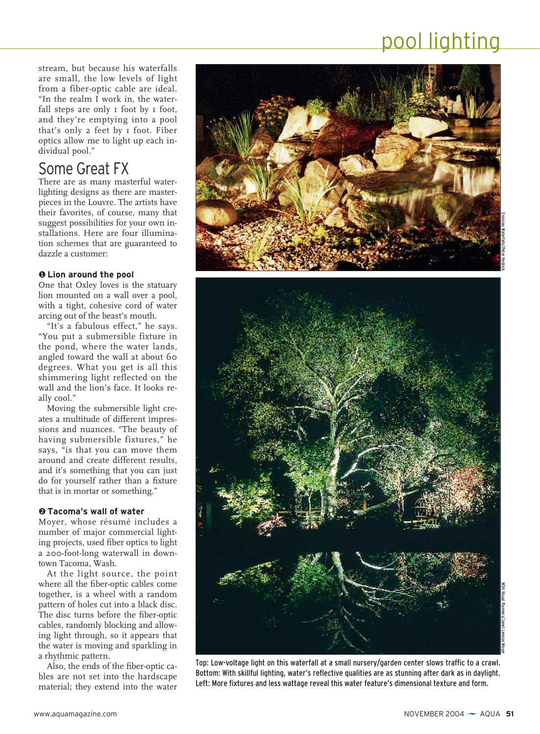stream, but because his waterfalls are small, the low levels of light from a fiber-optic cable are ideal. "In the realm I work in, the waterfall steps are only 1 foot by 1 foot, and they're emptying into a pool that's only 2 feet by 1 foot. Fiber optics allow me to light up each individual pool."

## Some Great FX

There are as many masterful water-lighting designs as there are masterpieces in the Louvre. The artists have their favorites, of course, many that suggest possibilities for your own installations. Here are four illumination schemes that are guaranteed to dazzle a customer:

### ❶ Lion around the pool

One that Oxley loves is the statuary lion mounted on a wall over a pool, with a tight, cohesive cord of water arcing out of the beast's mouth.

"It's a fabulous effect," he says. "You put a submersible fixture in the pond, where the water lands, angled toward the wall at about 60 degrees. What you get is all this shimmering light reflected on the wall and the lion's face. It looks really cool."

Moving the submersible light creates a multitude of different impressions and nuances. "The beauty of having submersible fixtures," he says, "is that you can move them around and create different results, and it's something that you can just do for yourself rather than a fixture that is in mortar or something."

### ❷ Tacoma's wall of water

Moyer, whose résumé includes a number of major commercial lighting projects, used fiber optics to light a 200-foot-long waterwall in downtown Tacoma, Wash.

At the light source, the point where all the fiber-optic cables come together, is a wheel with a random pattern of holes cut into a black disc. The disc turns before the fiber-optic cables, randomly blocking and allowing light through, so it appears that the water is moving and sparkling in a rhythmic pattern.

Also, the ends of the fiber-optic cables are not set into the hardscape material; they extend into the water

Emission Waterfalls/Peter Hedrick

MSH Visual Planners/Janet Lennox Moyer

Top: Low-voltage light on this waterfall at a small nursery/garden center slows traffic to a crawl. Bottom: With skillful lighting, water's reflective qualities are as stunning after dark as in daylight. Left: More fixtures and less wattage reveal this water feature's dimensional texture and form.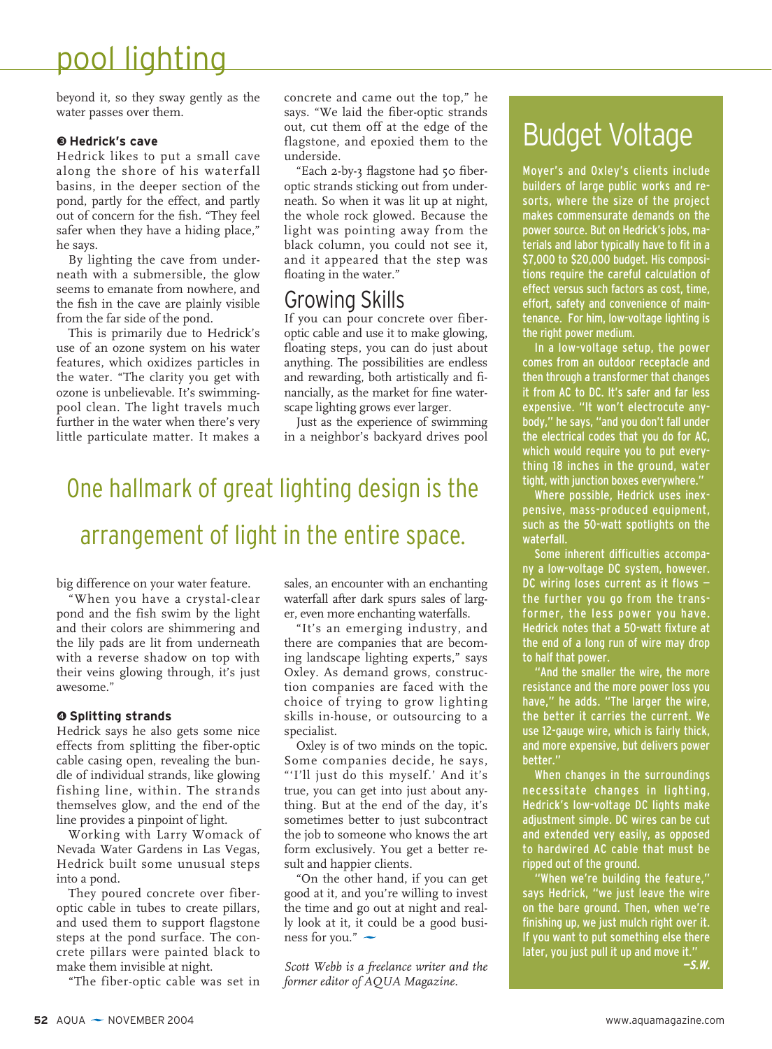beyond it, so they sway gently as the water passes over them.

**❸ Hedrick's cave**

Hedrick likes to put a small cave along the shore of his waterfall basins, in the deeper section of the pond, partly for the effect, and partly out of concern for the fish. "They feel safer when they have a hiding place," he says.

By lighting the cave from underneath with a submersible, the glow seems to emanate from nowhere, and the fish in the cave are plainly visible from the far side of the pond.

This is primarily due to Hedrick's use of an ozone system on his water features, which oxidizes particles in the water. "The clarity you get with ozone is unbelievable. It's swimming-pool clean. The light travels much further in the water when there's very little particulate matter. It makes a big difference on your water feature.

"When you have a crystal-clear pond and the fish swim by the light and their colors are shimmering and the lily pads are lit from underneath with a reverse shadow on top with their veins glowing through, it's just awesome."

**❹ Splitting strands**

Hedrick says he also gets some nice effects from splitting the fiber-optic cable casing open, revealing the bundle of individual strands, like glowing fishing line, within. The strands themselves glow, and the end of the line provides a pinpoint of light.

Working with Larry Womack of Nevada Water Gardens in Las Vegas, Hedrick built some unusual steps into a pond.

They poured concrete over fiber-optic cable in tubes to create pillars, and used them to support flagstone steps at the pond surface. The concrete pillars were painted black to make them invisible at night.

"The fiber-optic cable was set in concrete and came out the top," he says. "We laid the fiber-optic strands out, cut them off at the edge of the flagstone, and epoxied them to the underside.

"Each 2-by-3 flagstone had 50 fiber-optic strands sticking out from underneath. So when it was lit up at night, the whole rock glowed. Because the light was pointing away from the black column, you could not see it, and it appeared that the step was floating in the water."

## Growing Skills

If you can pour concrete over fiber-optic cable and use it to make glowing, floating steps, you can do just about anything. The possibilities are endless and rewarding, both artistically and financially, as the market for fine waterscape lighting grows ever larger.

Just as the experience of swimming in a neighbor's backyard drives pool sales, an encounter with an enchanting waterfall after dark spurs sales of larger, even more enchanting waterfalls.

"It's an emerging industry, and there are companies that are becoming landscape lighting experts," says Oxley. As demand grows, construction companies are faced with the choice of trying to grow lighting skills in-house, or outsourcing to a specialist.

Oxley is of two minds on the topic. Some companies decide, he says, "'I'll just do this myself.' And it's true, you can get into just about anything. But at the end of the day, it's sometimes better to just subcontract the job to someone who knows the art form exclusively. You get a better result and happier clients.

"On the other hand, if you can get good at it, and you're willing to invest the time and go out at night and really look at it, it could be a good business for you."

*Scott Webb is a freelance writer and the former editor of AQUA Magazine.*

> One hallmark of great lighting design is the arrangement of light in the entire space.

## Budget Voltage

Moyer's and Oxley's clients include builders of large public works and resorts, where the size of the project makes commensurate demands on the power source. But on Hedrick's jobs, materials and labor typically have to fit in a $7,000 to $20,000 budget. His compositions require the careful calculation of effect versus such factors as cost, time, effort, safety and convenience of maintenance. For him, low-voltage lighting is the right power medium.

In a low-voltage setup, the power comes from an outdoor receptacle and then through a transformer that changes it from AC to DC. It's safer and far less expensive. "It won't electrocute anybody," he says, "and you don't fall under the electrical codes that you do for AC, which would require you to put everything 18 inches in the ground, water tight, with junction boxes everywhere."

Where possible, Hedrick uses inexpensive, mass-produced equipment, such as the 50-watt spotlights on the waterfall.

Some inherent difficulties accompany a low-voltage DC system, however. DC wiring loses current as it flows — the further you go from the transformer, the less power you have. Hedrick notes that a 50-watt fixture at the end of a long run of wire may drop to half that power.

"And the smaller the wire, the more resistance and the more power loss you have," he adds. "The larger the wire, the better it carries the current. We use 12-gauge wire, which is fairly thick, and more expensive, but delivers power better."

When changes in the surroundings necessitate changes in lighting, Hedrick's low-voltage DC lights make adjustment simple. DC wires can be cut and extended very easily, as opposed to hardwired AC cable that must be ripped out of the ground.

"When we're building the feature," says Hedrick, "we just leave the wire on the bare ground. Then, when we're finishing up, we just mulch right over it. If you want to put something else there later, you just pull it up and move it."

*—S.W.*